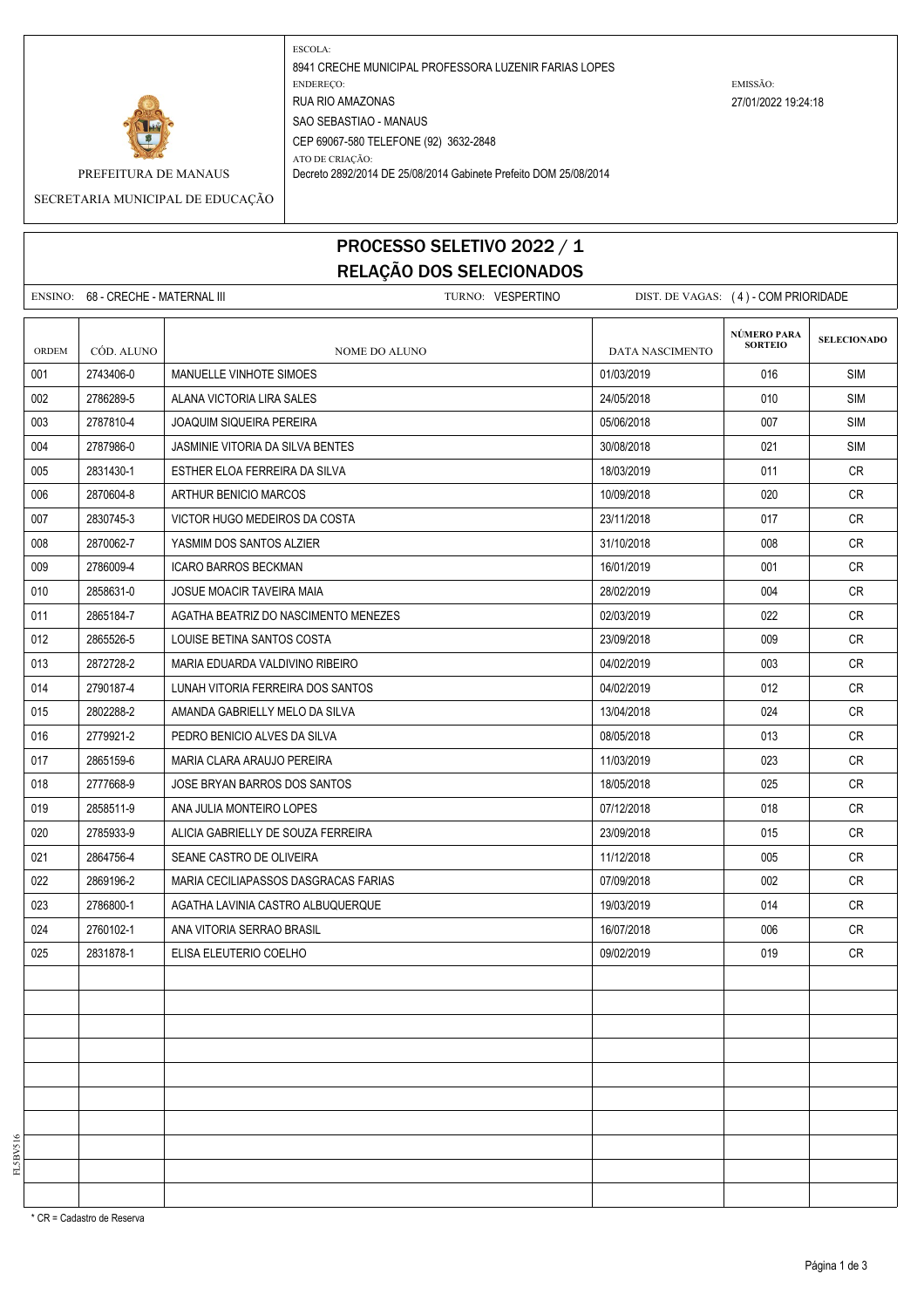PREFEITURA DE MANAUS

SECRETARIA MUNICIPAL DE EDUCAÇÃO

ESCOLA:
8941 CRECHE MUNICIPAL PROFESSORA LUZENIR FARIAS LOPES

ENDEREÇO:
RUA RIO AMAZONAS
SAO SEBASTIAO - MANAUS
CEP 69067-580 TELEFONE (92) 3632-2848

ATO DE CRIAÇÃO:
Decreto 2892/2014 DE 25/08/2014 Gabinete Prefeito DOM 25/08/2014

EMISSÃO:
27/01/2022 19:24:18

# PROCESSO SELETIVO 2022 / 1
## RELAÇÃO DOS SELECIONADOS

ENSINO: 68 - CRECHE - MATERNAL III TURNO: VESPERTINO DIST. DE VAGAS: ( 4 ) - COM PRIORIDADE

| ORDEM | CÓD. ALUNO | NOME DO ALUNO | DATA NASCIMENTO | NÚMERO PARA SORTEIO | SELECIONADO |
|---|---|---|---|---|---|
| 001 | 2743406-0 | MANUELLE VINHOTE SIMOES | 01/03/2019 | 016 | SIM |
| 002 | 2786289-5 | ALANA VICTORIA LIRA SALES | 24/05/2018 | 010 | SIM |
| 003 | 2787810-4 | JOAQUIM SIQUEIRA PEREIRA | 05/06/2018 | 007 | SIM |
| 004 | 2787986-0 | JASMINIE VITORIA DA SILVA BENTES | 30/08/2018 | 021 | SIM |
| 005 | 2831430-1 | ESTHER ELOA FERREIRA DA SILVA | 18/03/2019 | 011 | CR |
| 006 | 2870604-8 | ARTHUR BENICIO MARCOS | 10/09/2018 | 020 | CR |
| 007 | 2830745-3 | VICTOR HUGO MEDEIROS DA COSTA | 23/11/2018 | 017 | CR |
| 008 | 2870062-7 | YASMIM DOS SANTOS ALZIER | 31/10/2018 | 008 | CR |
| 009 | 2786009-4 | ICARO BARROS BECKMAN | 16/01/2019 | 001 | CR |
| 010 | 2858631-0 | JOSUE MOACIR TAVEIRA MAIA | 28/02/2019 | 004 | CR |
| 011 | 2865184-7 | AGATHA BEATRIZ DO NASCIMENTO MENEZES | 02/03/2019 | 022 | CR |
| 012 | 2865526-5 | LOUISE BETINA SANTOS COSTA | 23/09/2018 | 009 | CR |
| 013 | 2872728-2 | MARIA EDUARDA VALDIVINO RIBEIRO | 04/02/2019 | 003 | CR |
| 014 | 2790187-4 | LUNAH VITORIA FERREIRA DOS SANTOS | 04/02/2019 | 012 | CR |
| 015 | 2802288-2 | AMANDA GABRIELLY MELO DA SILVA | 13/04/2018 | 024 | CR |
| 016 | 2779921-2 | PEDRO BENICIO ALVES DA SILVA | 08/05/2018 | 013 | CR |
| 017 | 2865159-6 | MARIA CLARA ARAUJO PEREIRA | 11/03/2019 | 023 | CR |
| 018 | 2777668-9 | JOSE BRYAN BARROS DOS SANTOS | 18/05/2018 | 025 | CR |
| 019 | 2858511-9 | ANA JULIA MONTEIRO LOPES | 07/12/2018 | 018 | CR |
| 020 | 2785933-9 | ALICIA GABRIELLY DE SOUZA FERREIRA | 23/09/2018 | 015 | CR |
| 021 | 2864756-4 | SEANE CASTRO DE OLIVEIRA | 11/12/2018 | 005 | CR |
| 022 | 2869196-2 | MARIA CECILIAPASSOS DASGRACAS FARIAS | 07/09/2018 | 002 | CR |
| 023 | 2786800-1 | AGATHA LAVINIA CASTRO ALBUQUERQUE | 19/03/2019 | 014 | CR |
| 024 | 2760102-1 | ANA VITORIA SERRAO BRASIL | 16/07/2018 | 006 | CR |
| 025 | 2831878-1 | ELISA ELEUTERIO COELHO | 09/02/2019 | 019 | CR |

* CR = Cadastro de Reserva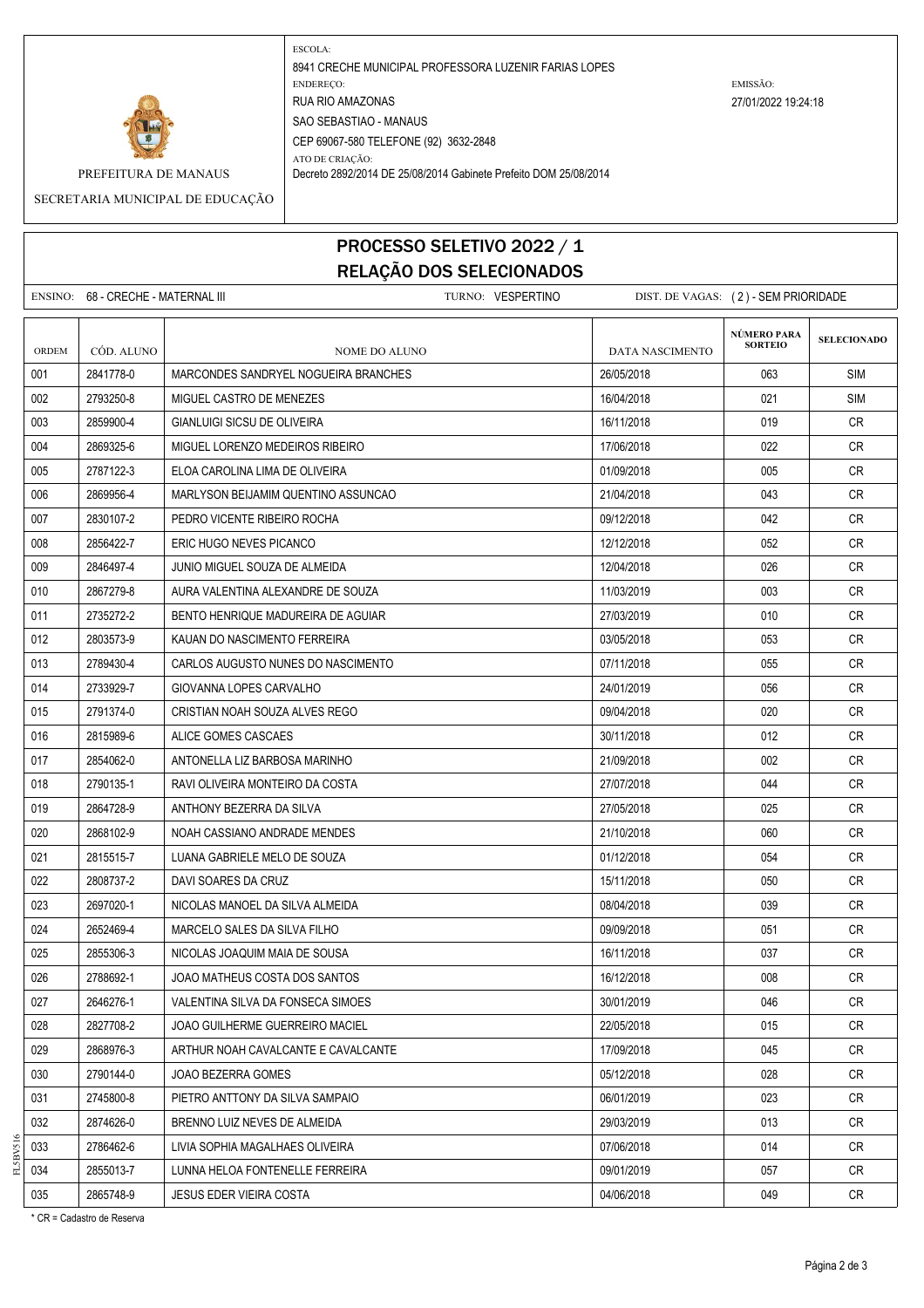PREFEITURA DE MANAUS

SECRETARIA MUNICIPAL DE EDUCAÇÃO

ESCOLA:
8941 CRECHE MUNICIPAL PROFESSORA LUZENIR FARIAS LOPES

ENDEREÇO:
RUA RIO AMAZONAS
SAO SEBASTIAO - MANAUS
CEP 69067-580 TELEFONE (92) 3632-2848

ATO DE CRIAÇÃO:
Decreto 2892/2014 DE 25/08/2014 Gabinete Prefeito DOM 25/08/2014

EMISSÃO:
27/01/2022 19:24:18

# PROCESSO SELETIVO 2022 / 1
## RELAÇÃO DOS SELECIONADOS

ENSINO: 68 - CRECHE - MATERNAL III TURNO: VESPERTINO DIST. DE VAGAS: ( 2 ) - SEM PRIORIDADE

| ORDEM | CÓD. ALUNO | NOME DO ALUNO | DATA NASCIMENTO | NÚMERO PARA SORTEIO | SELECIONADO |
|---|---|---|---|---|---|
| 001 | 2841778-0 | MARCONDES SANDRYEL NOGUEIRA BRANCHES | 26/05/2018 | 063 | SIM |
| 002 | 2793250-8 | MIGUEL CASTRO DE MENEZES | 16/04/2018 | 021 | SIM |
| 003 | 2859900-4 | GIANLUIGI SICSU DE OLIVEIRA | 16/11/2018 | 019 | CR |
| 004 | 2869325-6 | MIGUEL LORENZO MEDEIROS RIBEIRO | 17/06/2018 | 022 | CR |
| 005 | 2787122-3 | ELOA CAROLINA LIMA DE OLIVEIRA | 01/09/2018 | 005 | CR |
| 006 | 2869956-4 | MARLYSON BEIJAMIM QUENTINO ASSUNCAO | 21/04/2018 | 043 | CR |
| 007 | 2830107-2 | PEDRO VICENTE RIBEIRO ROCHA | 09/12/2018 | 042 | CR |
| 008 | 2856422-7 | ERIC HUGO NEVES PICANCO | 12/12/2018 | 052 | CR |
| 009 | 2846497-4 | JUNIO MIGUEL SOUZA DE ALMEIDA | 12/04/2018 | 026 | CR |
| 010 | 2867279-8 | AURA VALENTINA ALEXANDRE DE SOUZA | 11/03/2019 | 003 | CR |
| 011 | 2735272-2 | BENTO HENRIQUE MADUREIRA DE AGUIAR | 27/03/2019 | 010 | CR |
| 012 | 2803573-9 | KAUAN DO NASCIMENTO FERREIRA | 03/05/2018 | 053 | CR |
| 013 | 2789430-4 | CARLOS AUGUSTO NUNES DO NASCIMENTO | 07/11/2018 | 055 | CR |
| 014 | 2733929-7 | GIOVANNA LOPES CARVALHO | 24/01/2019 | 056 | CR |
| 015 | 2791374-0 | CRISTIAN NOAH SOUZA ALVES REGO | 09/04/2018 | 020 | CR |
| 016 | 2815989-6 | ALICE GOMES CASCAES | 30/11/2018 | 012 | CR |
| 017 | 2854062-0 | ANTONELLA LIZ BARBOSA MARINHO | 21/09/2018 | 002 | CR |
| 018 | 2790135-1 | RAVI OLIVEIRA MONTEIRO DA COSTA | 27/07/2018 | 044 | CR |
| 019 | 2864728-9 | ANTHONY BEZERRA DA SILVA | 27/05/2018 | 025 | CR |
| 020 | 2868102-9 | NOAH CASSIANO ANDRADE MENDES | 21/10/2018 | 060 | CR |
| 021 | 2815515-7 | LUANA GABRIELE MELO DE SOUZA | 01/12/2018 | 054 | CR |
| 022 | 2808737-2 | DAVI SOARES DA CRUZ | 15/11/2018 | 050 | CR |
| 023 | 2697020-1 | NICOLAS MANOEL DA SILVA ALMEIDA | 08/04/2018 | 039 | CR |
| 024 | 2652469-4 | MARCELO SALES DA SILVA FILHO | 09/09/2018 | 051 | CR |
| 025 | 2855306-3 | NICOLAS JOAQUIM MAIA DE SOUSA | 16/11/2018 | 037 | CR |
| 026 | 2788692-1 | JOAO MATHEUS COSTA DOS SANTOS | 16/12/2018 | 008 | CR |
| 027 | 2646276-1 | VALENTINA SILVA DA FONSECA SIMOES | 30/01/2019 | 046 | CR |
| 028 | 2827708-2 | JOAO GUILHERME GUERREIRO MACIEL | 22/05/2018 | 015 | CR |
| 029 | 2868976-3 | ARTHUR NOAH CAVALCANTE E CAVALCANTE | 17/09/2018 | 045 | CR |
| 030 | 2790144-0 | JOAO BEZERRA GOMES | 05/12/2018 | 028 | CR |
| 031 | 2745800-8 | PIETRO ANTTONY DA SILVA SAMPAIO | 06/01/2019 | 023 | CR |
| 032 | 2874626-0 | BRENNO LUIZ NEVES DE ALMEIDA | 29/03/2019 | 013 | CR |
| 033 | 2786462-6 | LIVIA SOPHIA MAGALHAES OLIVEIRA | 07/06/2018 | 014 | CR |
| 034 | 2855013-7 | LUNNA HELOA FONTENELLE FERREIRA | 09/01/2019 | 057 | CR |
| 035 | 2865748-9 | JESUS EDER VIEIRA COSTA | 04/06/2018 | 049 | CR |

\* CR = Cadastro de Reserva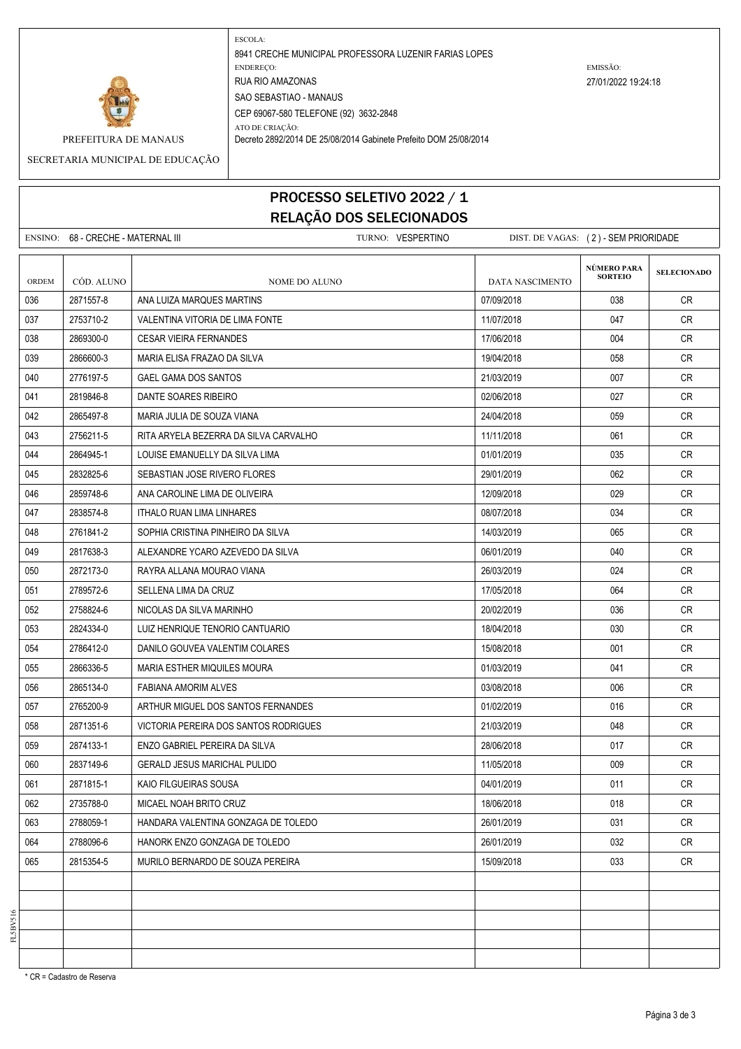PREFEITURA DE MANAUS

SECRETARIA MUNICIPAL DE EDUCAÇÃO

ESCOLA:
8941 CRECHE MUNICIPAL PROFESSORA LUZENIR FARIAS LOPES

ENDEREÇO:
RUA RIO AMAZONAS
SAO SEBASTIAO - MANAUS
CEP 69067-580 TELEFONE (92) 3632-2848

ATO DE CRIAÇÃO:
Decreto 2892/2014 DE 25/08/2014 Gabinete Prefeito DOM 25/08/2014

EMISSÃO:
27/01/2022 19:24:18

# PROCESSO SELETIVO 2022 / 1
## RELAÇÃO DOS SELECIONADOS

ENSINO: 68 - CRECHE - MATERNAL III    TURNO: VESPERTINO    DIST. DE VAGAS: ( 2 ) - SEM PRIORIDADE

| ORDEM | CÓD. ALUNO | NOME DO ALUNO | DATA NASCIMENTO | NÚMERO PARA SORTEIO | SELECIONADO |
|---|---|---|---|---|---|
| 036 | 2871557-8 | ANA LUIZA MARQUES MARTINS | 07/09/2018 | 038 | CR |
| 037 | 2753710-2 | VALENTINA VITORIA DE LIMA FONTE | 11/07/2018 | 047 | CR |
| 038 | 2869300-0 | CESAR VIEIRA FERNANDES | 17/06/2018 | 004 | CR |
| 039 | 2866600-3 | MARIA ELISA FRAZAO DA SILVA | 19/04/2018 | 058 | CR |
| 040 | 2776197-5 | GAEL GAMA DOS SANTOS | 21/03/2019 | 007 | CR |
| 041 | 2819846-8 | DANTE SOARES RIBEIRO | 02/06/2018 | 027 | CR |
| 042 | 2865497-8 | MARIA JULIA DE SOUZA VIANA | 24/04/2018 | 059 | CR |
| 043 | 2756211-5 | RITA ARYELA BEZERRA DA SILVA CARVALHO | 11/11/2018 | 061 | CR |
| 044 | 2864945-1 | LOUISE EMANUELLY DA SILVA LIMA | 01/01/2019 | 035 | CR |
| 045 | 2832825-6 | SEBASTIAN JOSE RIVERO FLORES | 29/01/2019 | 062 | CR |
| 046 | 2859748-6 | ANA CAROLINE LIMA DE OLIVEIRA | 12/09/2018 | 029 | CR |
| 047 | 2838574-8 | ITHALO RUAN LIMA LINHARES | 08/07/2018 | 034 | CR |
| 048 | 2761841-2 | SOPHIA CRISTINA PINHEIRO DA SILVA | 14/03/2019 | 065 | CR |
| 049 | 2817638-3 | ALEXANDRE YCARO AZEVEDO DA SILVA | 06/01/2019 | 040 | CR |
| 050 | 2872173-0 | RAYRA ALLANA MOURAO VIANA | 26/03/2019 | 024 | CR |
| 051 | 2789572-6 | SELLENA LIMA DA CRUZ | 17/05/2018 | 064 | CR |
| 052 | 2758824-6 | NICOLAS DA SILVA MARINHO | 20/02/2019 | 036 | CR |
| 053 | 2824334-0 | LUIZ HENRIQUE TENORIO CANTUARIO | 18/04/2018 | 030 | CR |
| 054 | 2786412-0 | DANILO GOUVEA VALENTIM COLARES | 15/08/2018 | 001 | CR |
| 055 | 2866336-5 | MARIA ESTHER MIQUILES MOURA | 01/03/2019 | 041 | CR |
| 056 | 2865134-0 | FABIANA AMORIM ALVES | 03/08/2018 | 006 | CR |
| 057 | 2765200-9 | ARTHUR MIGUEL DOS SANTOS FERNANDES | 01/02/2019 | 016 | CR |
| 058 | 2871351-6 | VICTORIA PEREIRA DOS SANTOS RODRIGUES | 21/03/2019 | 048 | CR |
| 059 | 2874133-1 | ENZO GABRIEL PEREIRA DA SILVA | 28/06/2018 | 017 | CR |
| 060 | 2837149-6 | GERALD JESUS MARICHAL PULIDO | 11/05/2018 | 009 | CR |
| 061 | 2871815-1 | KAIO FILGUEIRAS SOUSA | 04/01/2019 | 011 | CR |
| 062 | 2735788-0 | MICAEL NOAH BRITO CRUZ | 18/06/2018 | 018 | CR |
| 063 | 2788059-1 | HANDARA VALENTINA GONZAGA DE TOLEDO | 26/01/2019 | 031 | CR |
| 064 | 2788096-6 | HANORK ENZO GONZAGA DE TOLEDO | 26/01/2019 | 032 | CR |
| 065 | 2815354-5 | MURILO BERNARDO DE SOUZA PEREIRA | 15/09/2018 | 033 | CR |

* CR = Cadastro de Reserva